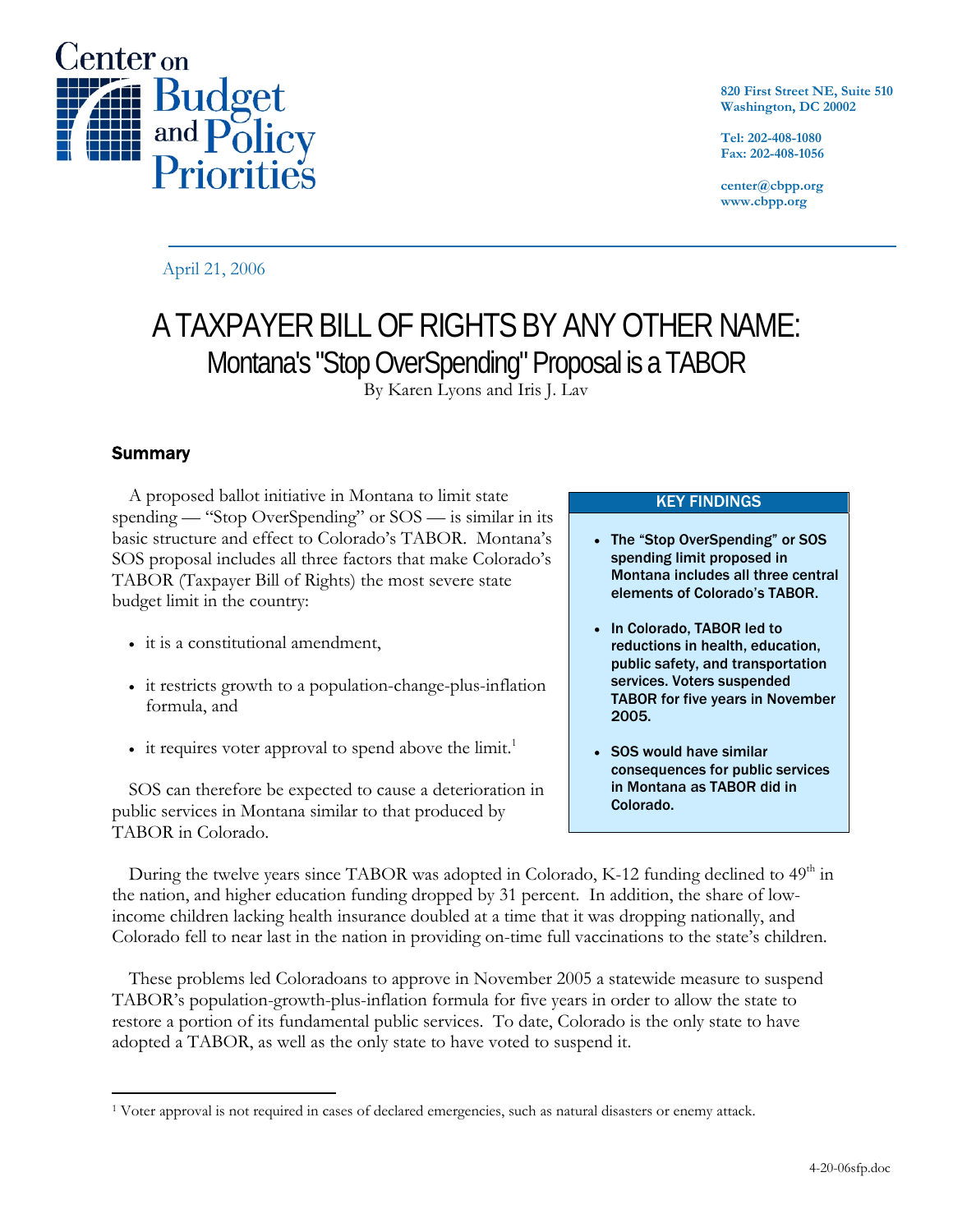Center on Budget and Policy Priorities

820 First Street NE, Suite 510
Washington, DC 20002

Tel: 202-408-1080
Fax: 202-408-1056

center@cbpp.org
www.cbpp.org

April 21, 2006

# A TAXPAYER BILL OF RIGHTS BY ANY OTHER NAME:
## Montana's "Stop OverSpending" Proposal is a TABOR

By Karen Lyons and Iris J. Lav

### Summary

A proposed ballot initiative in Montana to limit state spending — "Stop OverSpending" or SOS — is similar in its basic structure and effect to Colorado's TABOR. Montana's SOS proposal includes all three factors that make Colorado's TABOR (Taxpayer Bill of Rights) the most severe state budget limit in the country:

- it is a constitutional amendment,
- it restricts growth to a population-change-plus-inflation formula, and
- it requires voter approval to spend above the limit.[1]

SOS can therefore be expected to cause a deterioration in public services in Montana similar to that produced by TABOR in Colorado.

> **KEY FINDINGS**
>
> - **The "Stop OverSpending" or SOS spending limit proposed in Montana includes all three central elements of Colorado's TABOR.**
> - **In Colorado, TABOR led to reductions in health, education, public safety, and transportation services. Voters suspended TABOR for five years in November 2005.**
> - **SOS would have similar consequences for public services in Montana as TABOR did in Colorado.**

During the twelve years since TABOR was adopted in Colorado, K-12 funding declined to 49th in the nation, and higher education funding dropped by 31 percent. In addition, the share of low-income children lacking health insurance doubled at a time that it was dropping nationally, and Colorado fell to near last in the nation in providing on-time full vaccinations to the state's children.

These problems led Coloradoans to approve in November 2005 a statewide measure to suspend TABOR's population-growth-plus-inflation formula for five years in order to allow the state to restore a portion of its fundamental public services. To date, Colorado is the only state to have adopted a TABOR, as well as the only state to have voted to suspend it.

[1] Voter approval is not required in cases of declared emergencies, such as natural disasters or enemy attack.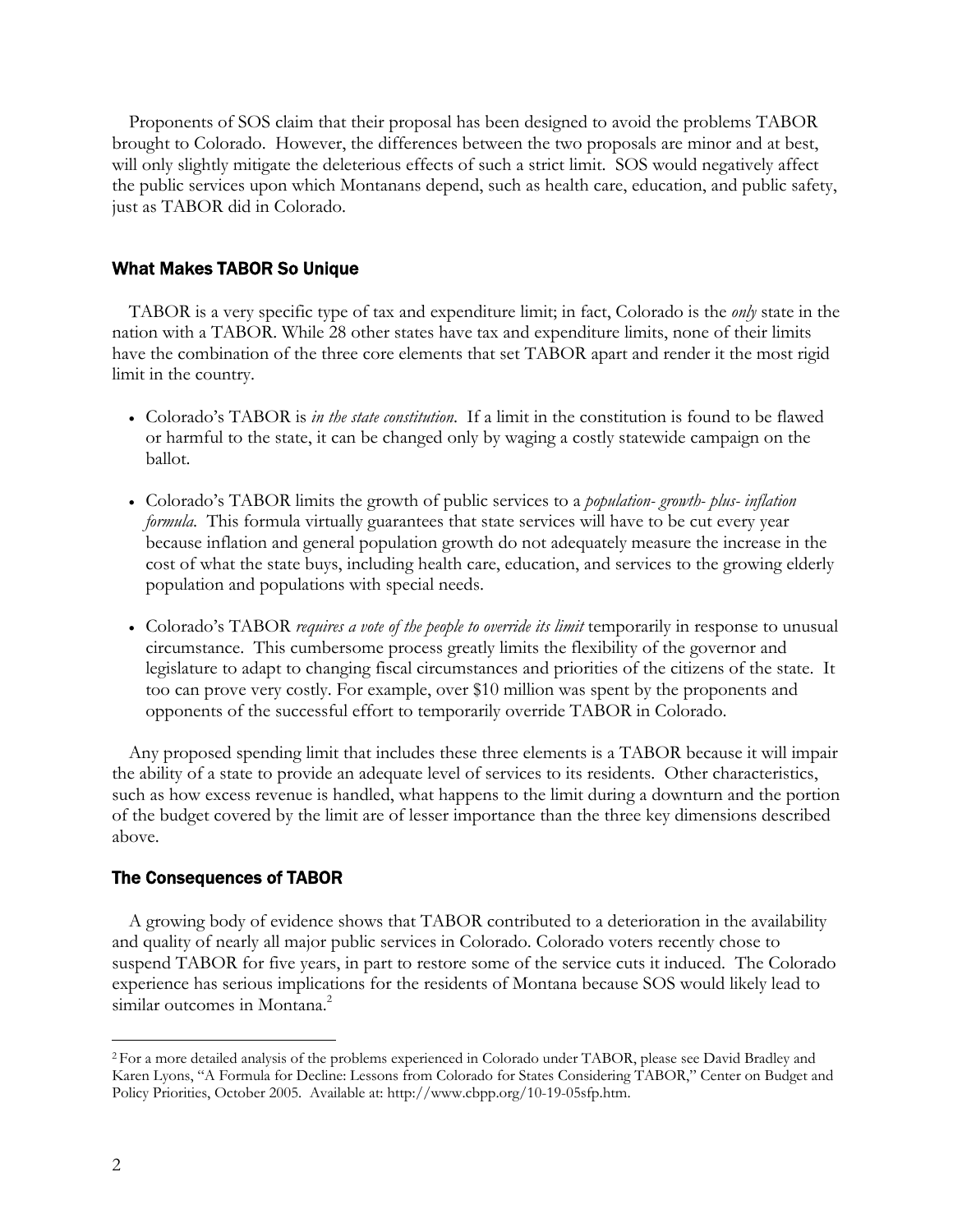Proponents of SOS claim that their proposal has been designed to avoid the problems TABOR brought to Colorado. However, the differences between the two proposals are minor and at best, will only slightly mitigate the deleterious effects of such a strict limit. SOS would negatively affect the public services upon which Montanans depend, such as health care, education, and public safety, just as TABOR did in Colorado.

## What Makes TABOR So Unique

TABOR is a very specific type of tax and expenditure limit; in fact, Colorado is the *only* state in the nation with a TABOR. While 28 other states have tax and expenditure limits, none of their limits have the combination of the three core elements that set TABOR apart and render it the most rigid limit in the country.

- Colorado's TABOR is *in the state constitution*. If a limit in the constitution is found to be flawed or harmful to the state, it can be changed only by waging a costly statewide campaign on the ballot.
- Colorado's TABOR limits the growth of public services to a *population- growth- plus- inflation formula*. This formula virtually guarantees that state services will have to be cut every year because inflation and general population growth do not adequately measure the increase in the cost of what the state buys, including health care, education, and services to the growing elderly population and populations with special needs.
- Colorado's TABOR *requires a vote of the people to override its limit* temporarily in response to unusual circumstance. This cumbersome process greatly limits the flexibility of the governor and legislature to adapt to changing fiscal circumstances and priorities of the citizens of the state. It too can prove very costly. For example, over $10 million was spent by the proponents and opponents of the successful effort to temporarily override TABOR in Colorado.

Any proposed spending limit that includes these three elements is a TABOR because it will impair the ability of a state to provide an adequate level of services to its residents. Other characteristics, such as how excess revenue is handled, what happens to the limit during a downturn and the portion of the budget covered by the limit are of lesser importance than the three key dimensions described above.

## The Consequences of TABOR

A growing body of evidence shows that TABOR contributed to a deterioration in the availability and quality of nearly all major public services in Colorado. Colorado voters recently chose to suspend TABOR for five years, in part to restore some of the service cuts it induced. The Colorado experience has serious implications for the residents of Montana because SOS would likely lead to similar outcomes in Montana.[2]

---

[2] For a more detailed analysis of the problems experienced in Colorado under TABOR, please see David Bradley and Karen Lyons, "A Formula for Decline: Lessons from Colorado for States Considering TABOR," Center on Budget and Policy Priorities, October 2005. Available at: http://www.cbpp.org/10-19-05sfp.htm.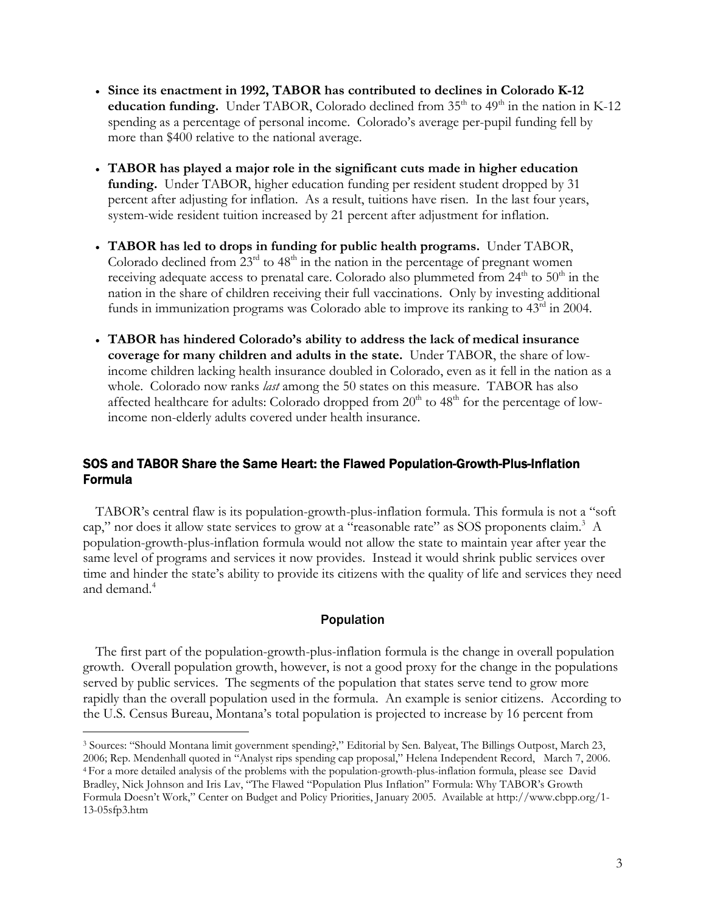- **Since its enactment in 1992, TABOR has contributed to declines in Colorado K-12 education funding.** Under TABOR, Colorado declined from 35th to 49th in the nation in K-12 spending as a percentage of personal income. Colorado's average per-pupil funding fell by more than $400 relative to the national average.

- **TABOR has played a major role in the significant cuts made in higher education funding.** Under TABOR, higher education funding per resident student dropped by 31 percent after adjusting for inflation. As a result, tuitions have risen. In the last four years, system-wide resident tuition increased by 21 percent after adjustment for inflation.

- **TABOR has led to drops in funding for public health programs.** Under TABOR, Colorado declined from 23rd to 48th in the nation in the percentage of pregnant women receiving adequate access to prenatal care. Colorado also plummeted from 24th to 50th in the nation in the share of children receiving their full vaccinations. Only by investing additional funds in immunization programs was Colorado able to improve its ranking to 43rd in 2004.

- **TABOR has hindered Colorado's ability to address the lack of medical insurance coverage for many children and adults in the state.** Under TABOR, the share of low-income children lacking health insurance doubled in Colorado, even as it fell in the nation as a whole. Colorado now ranks *last* among the 50 states on this measure. TABOR has also affected healthcare for adults: Colorado dropped from 20th to 48th for the percentage of low-income non-elderly adults covered under health insurance.

## SOS and TABOR Share the Same Heart: the Flawed Population-Growth-Plus-Inflation Formula

TABOR's central flaw is its population-growth-plus-inflation formula. This formula is not a "soft cap," nor does it allow state services to grow at a "reasonable rate" as SOS proponents claim.[3] A population-growth-plus-inflation formula would not allow the state to maintain year after year the same level of programs and services it now provides. Instead it would shrink public services over time and hinder the state's ability to provide its citizens with the quality of life and services they need and demand.[4]

### Population

The first part of the population-growth-plus-inflation formula is the change in overall population growth. Overall population growth, however, is not a good proxy for the change in the populations served by public services. The segments of the population that states serve tend to grow more rapidly than the overall population used in the formula. An example is senior citizens. According to the U.S. Census Bureau, Montana's total population is projected to increase by 16 percent from

---

[3] Sources: "Should Montana limit government spending?," Editorial by Sen. Balyeat, The Billings Outpost, March 23, 2006; Rep. Mendenhall quoted in "Analyst rips spending cap proposal," Helena Independent Record, March 7, 2006.

[4] For a more detailed analysis of the problems with the population-growth-plus-inflation formula, please see David Bradley, Nick Johnson and Iris Lav, "The Flawed "Population Plus Inflation" Formula: Why TABOR's Growth Formula Doesn't Work," Center on Budget and Policy Priorities, January 2005. Available at http://www.cbpp.org/1-13-05sfp3.htm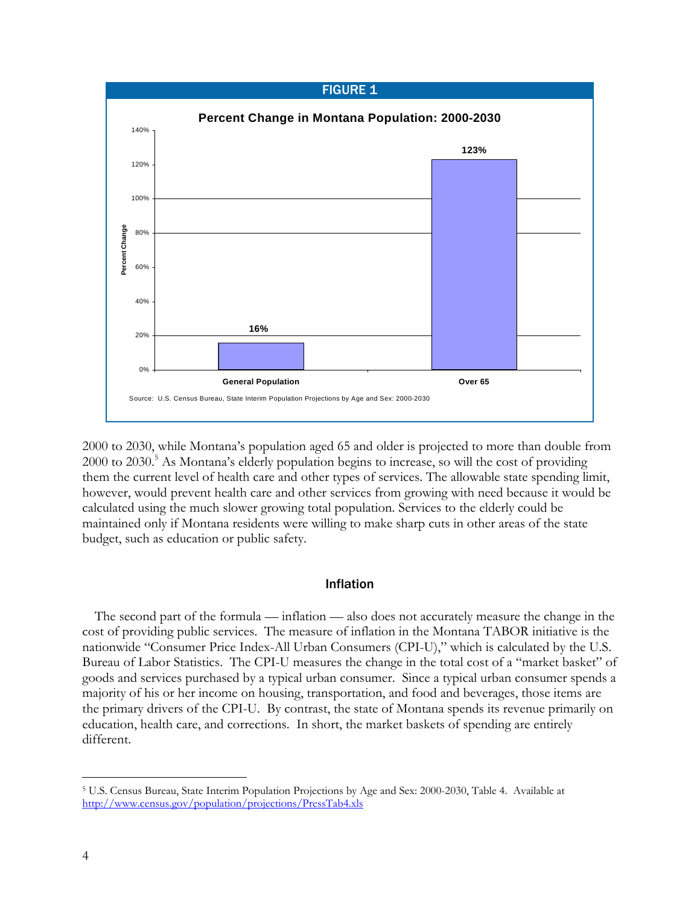**FIGURE 1**

**Percent Change in Montana Population: 2000-2030**

| | Percent Change |
|---|---|
| General Population | 16% |
| Over 65 | 123% |

Source: U.S. Census Bureau, State Interim Population Projections by Age and Sex: 2000-2030

2000 to 2030, while Montana's population aged 65 and older is projected to more than double from 2000 to 2030.[5] As Montana's elderly population begins to increase, so will the cost of providing them the current level of health care and other types of services. The allowable state spending limit, however, would prevent health care and other services from growing with need because it would be calculated using the much slower growing total population. Services to the elderly could be maintained only if Montana residents were willing to make sharp cuts in other areas of the state budget, such as education or public safety.

### Inflation

The second part of the formula — inflation — also does not accurately measure the change in the cost of providing public services. The measure of inflation in the Montana TABOR initiative is the nationwide "Consumer Price Index-All Urban Consumers (CPI-U)," which is calculated by the U.S. Bureau of Labor Statistics. The CPI-U measures the change in the total cost of a "market basket" of goods and services purchased by a typical urban consumer. Since a typical urban consumer spends a majority of his or her income on housing, transportation, and food and beverages, those items are the primary drivers of the CPI-U. By contrast, the state of Montana spends its revenue primarily on education, health care, and corrections. In short, the market baskets of spending are entirely different.

---

[5] U.S. Census Bureau, State Interim Population Projections by Age and Sex: 2000-2030, Table 4. Available at http://www.census.gov/population/projections/PressTab4.xls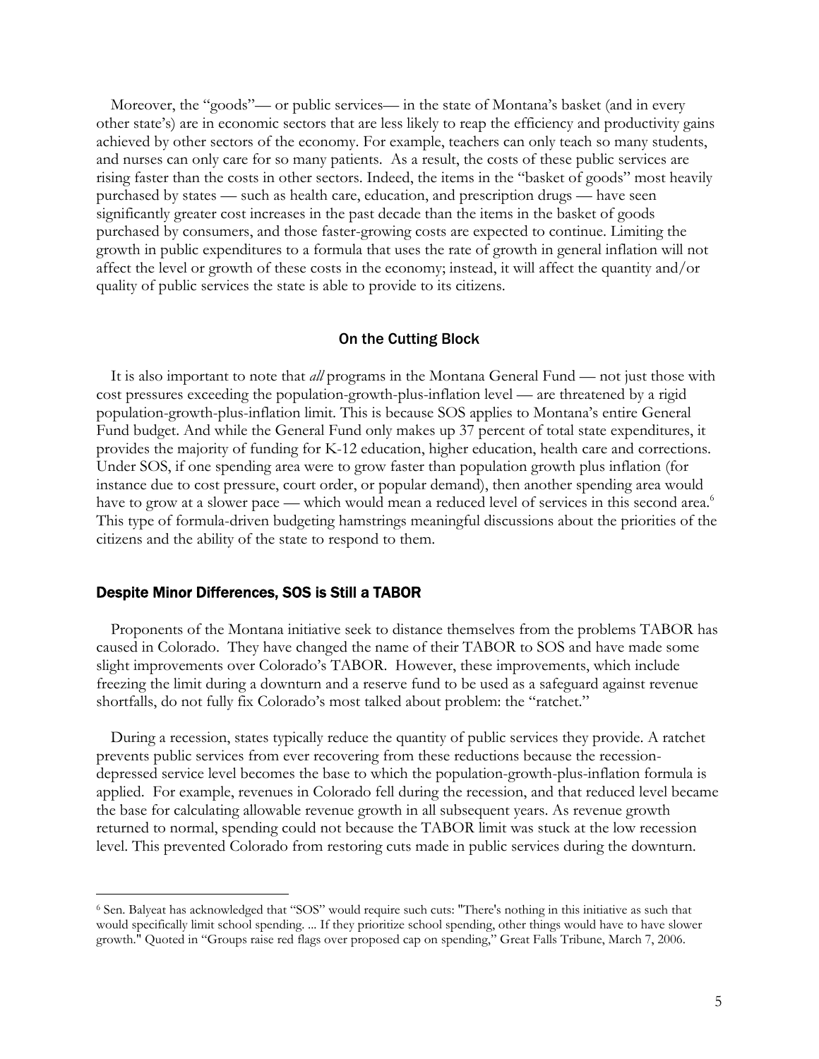Moreover, the "goods"— or public services— in the state of Montana's basket (and in every other state's) are in economic sectors that are less likely to reap the efficiency and productivity gains achieved by other sectors of the economy. For example, teachers can only teach so many students, and nurses can only care for so many patients. As a result, the costs of these public services are rising faster than the costs in other sectors. Indeed, the items in the "basket of goods" most heavily purchased by states — such as health care, education, and prescription drugs — have seen significantly greater cost increases in the past decade than the items in the basket of goods purchased by consumers, and those faster-growing costs are expected to continue. Limiting the growth in public expenditures to a formula that uses the rate of growth in general inflation will not affect the level or growth of these costs in the economy; instead, it will affect the quantity and/or quality of public services the state is able to provide to its citizens.

### On the Cutting Block

It is also important to note that *all* programs in the Montana General Fund — not just those with cost pressures exceeding the population-growth-plus-inflation level — are threatened by a rigid population-growth-plus-inflation limit. This is because SOS applies to Montana's entire General Fund budget. And while the General Fund only makes up 37 percent of total state expenditures, it provides the majority of funding for K-12 education, higher education, health care and corrections. Under SOS, if one spending area were to grow faster than population growth plus inflation (for instance due to cost pressure, court order, or popular demand), then another spending area would have to grow at a slower pace — which would mean a reduced level of services in this second area.[6] This type of formula-driven budgeting hamstrings meaningful discussions about the priorities of the citizens and the ability of the state to respond to them.

## Despite Minor Differences, SOS is Still a TABOR

Proponents of the Montana initiative seek to distance themselves from the problems TABOR has caused in Colorado. They have changed the name of their TABOR to SOS and have made some slight improvements over Colorado's TABOR. However, these improvements, which include freezing the limit during a downturn and a reserve fund to be used as a safeguard against revenue shortfalls, do not fully fix Colorado's most talked about problem: the "ratchet."

During a recession, states typically reduce the quantity of public services they provide. A ratchet prevents public services from ever recovering from these reductions because the recession-depressed service level becomes the base to which the population-growth-plus-inflation formula is applied. For example, revenues in Colorado fell during the recession, and that reduced level became the base for calculating allowable revenue growth in all subsequent years. As revenue growth returned to normal, spending could not because the TABOR limit was stuck at the low recession level. This prevented Colorado from restoring cuts made in public services during the downturn.

---

[6] Sen. Balyeat has acknowledged that "SOS" would require such cuts: "There's nothing in this initiative as such that would specifically limit school spending. ... If they prioritize school spending, other things would have to have slower growth." Quoted in "Groups raise red flags over proposed cap on spending," Great Falls Tribune, March 7, 2006.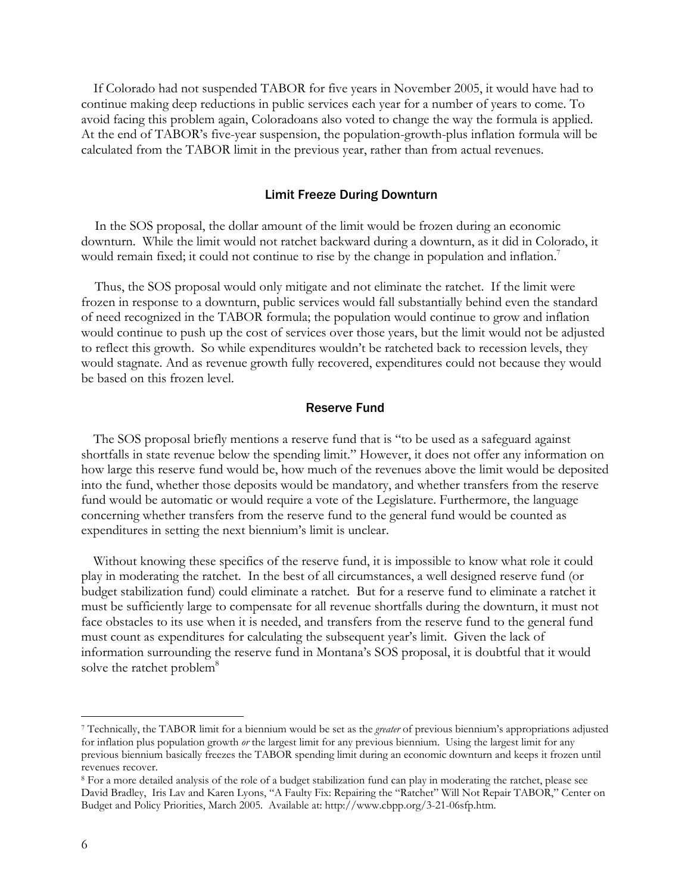If Colorado had not suspended TABOR for five years in November 2005, it would have had to continue making deep reductions in public services each year for a number of years to come. To avoid facing this problem again, Coloradoans also voted to change the way the formula is applied. At the end of TABOR's five-year suspension, the population-growth-plus inflation formula will be calculated from the TABOR limit in the previous year, rather than from actual revenues.

### Limit Freeze During Downturn

In the SOS proposal, the dollar amount of the limit would be frozen during an economic downturn. While the limit would not ratchet backward during a downturn, as it did in Colorado, it would remain fixed; it could not continue to rise by the change in population and inflation.[7]

Thus, the SOS proposal would only mitigate and not eliminate the ratchet. If the limit were frozen in response to a downturn, public services would fall substantially behind even the standard of need recognized in the TABOR formula; the population would continue to grow and inflation would continue to push up the cost of services over those years, but the limit would not be adjusted to reflect this growth. So while expenditures wouldn't be ratcheted back to recession levels, they would stagnate. And as revenue growth fully recovered, expenditures could not because they would be based on this frozen level.

### Reserve Fund

The SOS proposal briefly mentions a reserve fund that is "to be used as a safeguard against shortfalls in state revenue below the spending limit." However, it does not offer any information on how large this reserve fund would be, how much of the revenues above the limit would be deposited into the fund, whether those deposits would be mandatory, and whether transfers from the reserve fund would be automatic or would require a vote of the Legislature. Furthermore, the language concerning whether transfers from the reserve fund to the general fund would be counted as expenditures in setting the next biennium's limit is unclear.

Without knowing these specifics of the reserve fund, it is impossible to know what role it could play in moderating the ratchet. In the best of all circumstances, a well designed reserve fund (or budget stabilization fund) could eliminate a ratchet. But for a reserve fund to eliminate a ratchet it must be sufficiently large to compensate for all revenue shortfalls during the downturn, it must not face obstacles to its use when it is needed, and transfers from the reserve fund to the general fund must count as expenditures for calculating the subsequent year's limit. Given the lack of information surrounding the reserve fund in Montana's SOS proposal, it is doubtful that it would solve the ratchet problem[8]

---

[7] Technically, the TABOR limit for a biennium would be set as the *greater* of previous biennium's appropriations adjusted for inflation plus population growth *or* the largest limit for any previous biennium. Using the largest limit for any previous biennium basically freezes the TABOR spending limit during an economic downturn and keeps it frozen until revenues recover.

[8] For a more detailed analysis of the role of a budget stabilization fund can play in moderating the ratchet, please see David Bradley, Iris Lav and Karen Lyons, "A Faulty Fix: Repairing the "Ratchet" Will Not Repair TABOR," Center on Budget and Policy Priorities, March 2005. Available at: http://www.cbpp.org/3-21-06sfp.htm.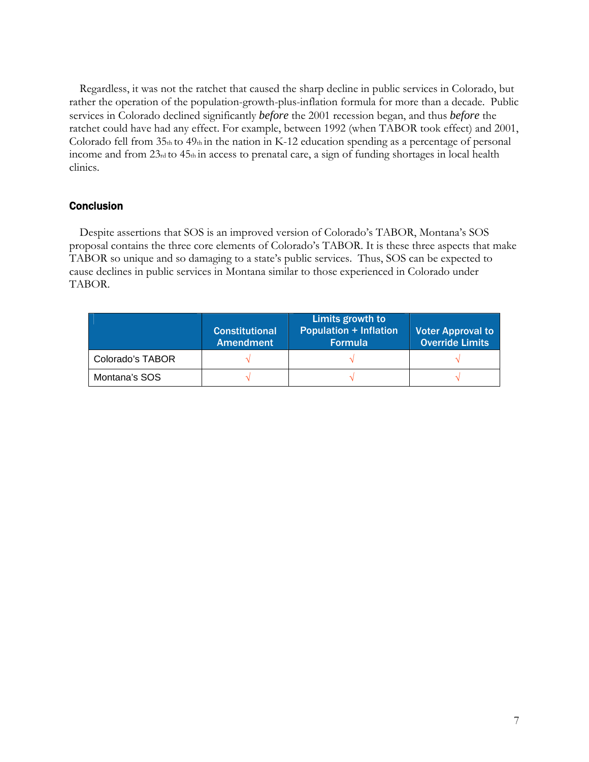Regardless, it was not the ratchet that caused the sharp decline in public services in Colorado, but rather the operation of the population-growth-plus-inflation formula for more than a decade. Public services in Colorado declined significantly ***before*** the 2001 recession began, and thus ***before*** the ratchet could have had any effect. For example, between 1992 (when TABOR took effect) and 2001, Colorado fell from 35th to 49th in the nation in K-12 education spending as a percentage of personal income and from 23rd to 45th in access to prenatal care, a sign of funding shortages in local health clinics.

## Conclusion

Despite assertions that SOS is an improved version of Colorado's TABOR, Montana's SOS proposal contains the three core elements of Colorado's TABOR. It is these three aspects that make TABOR so unique and so damaging to a state's public services. Thus, SOS can be expected to cause declines in public services in Montana similar to those experienced in Colorado under TABOR.

| | Constitutional Amendment | Limits growth to Population + Inflation Formula | Voter Approval to Override Limits |
|---|---|---|---|
| Colorado's TABOR | √ | √ | √ |
| Montana's SOS | √ | √ | √ |